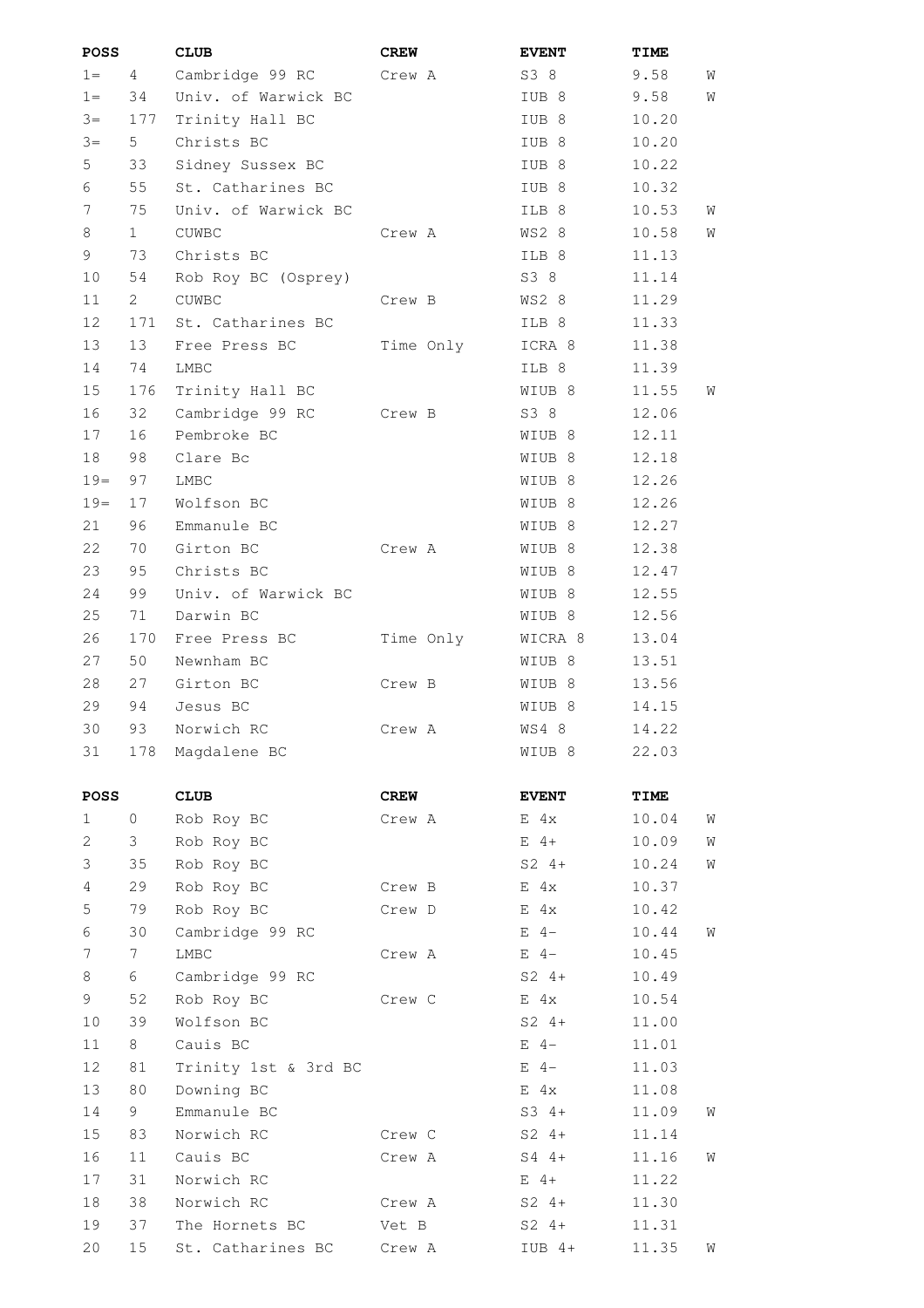| POSS | | CLUB | CREW | EVENT | TIME | |
|---|---|---|---|---|---|---|
| 1= | 4 | Cambridge 99 RC | Crew A | S3 8 | 9.58 | W |
| 1= | 34 | Univ. of Warwick BC | | IUB 8 | 9.58 | W |
| 3= | 177 | Trinity Hall BC | | IUB 8 | 10.20 | |
| 3= | 5 | Christs BC | | IUB 8 | 10.20 | |
| 5 | 33 | Sidney Sussex BC | | IUB 8 | 10.22 | |
| 6 | 55 | St. Catharines BC | | IUB 8 | 10.32 | |
| 7 | 75 | Univ. of Warwick BC | | ILB 8 | 10.53 | W |
| 8 | 1 | CUWBC | Crew A | WS2 8 | 10.58 | W |
| 9 | 73 | Christs BC | | ILB 8 | 11.13 | |
| 10 | 54 | Rob Roy BC (Osprey) | | S3 8 | 11.14 | |
| 11 | 2 | CUWBC | Crew B | WS2 8 | 11.29 | |
| 12 | 171 | St. Catharines BC | | ILB 8 | 11.33 | |
| 13 | 13 | Free Press BC | Time Only | ICRA 8 | 11.38 | |
| 14 | 74 | LMBC | | ILB 8 | 11.39 | |
| 15 | 176 | Trinity Hall BC | | WIUB 8 | 11.55 | W |
| 16 | 32 | Cambridge 99 RC | Crew B | S3 8 | 12.06 | |
| 17 | 16 | Pembroke BC | | WIUB 8 | 12.11 | |
| 18 | 98 | Clare Bc | | WIUB 8 | 12.18 | |
| 19= | 97 | LMBC | | WIUB 8 | 12.26 | |
| 19= | 17 | Wolfson BC | | WIUB 8 | 12.26 | |
| 21 | 96 | Emmanule BC | | WIUB 8 | 12.27 | |
| 22 | 70 | Girton BC | Crew A | WIUB 8 | 12.38 | |
| 23 | 95 | Christs BC | | WIUB 8 | 12.47 | |
| 24 | 99 | Univ. of Warwick BC | | WIUB 8 | 12.55 | |
| 25 | 71 | Darwin BC | | WIUB 8 | 12.56 | |
| 26 | 170 | Free Press BC | Time Only | WICRA 8 | 13.04 | |
| 27 | 50 | Newnham BC | | WIUB 8 | 13.51 | |
| 28 | 27 | Girton BC | Crew B | WIUB 8 | 13.56 | |
| 29 | 94 | Jesus BC | | WIUB 8 | 14.15 | |
| 30 | 93 | Norwich RC | Crew A | WS4 8 | 14.22 | |
| 31 | 178 | Magdalene BC | | WIUB 8 | 22.03 | |

| POSS | | CLUB | CREW | EVENT | TIME | |
|---|---|---|---|---|---|---|
| 1 | 0 | Rob Roy BC | Crew A | E 4x | 10.04 | W |
| 2 | 3 | Rob Roy BC | | E 4+ | 10.09 | W |
| 3 | 35 | Rob Roy BC | | S2 4+ | 10.24 | W |
| 4 | 29 | Rob Roy BC | Crew B | E 4x | 10.37 | |
| 5 | 79 | Rob Roy BC | Crew D | E 4x | 10.42 | |
| 6 | 30 | Cambridge 99 RC | | E 4- | 10.44 | W |
| 7 | 7 | LMBC | Crew A | E 4- | 10.45 | |
| 8 | 6 | Cambridge 99 RC | | S2 4+ | 10.49 | |
| 9 | 52 | Rob Roy BC | Crew C | E 4x | 10.54 | |
| 10 | 39 | Wolfson BC | | S2 4+ | 11.00 | |
| 11 | 8 | Cauis BC | | E 4- | 11.01 | |
| 12 | 81 | Trinity 1st & 3rd BC | | E 4- | 11.03 | |
| 13 | 80 | Downing BC | | E 4x | 11.08 | |
| 14 | 9 | Emmanule BC | | S3 4+ | 11.09 | W |
| 15 | 83 | Norwich RC | Crew C | S2 4+ | 11.14 | |
| 16 | 11 | Cauis BC | Crew A | S4 4+ | 11.16 | W |
| 17 | 31 | Norwich RC | | E 4+ | 11.22 | |
| 18 | 38 | Norwich RC | Crew A | S2 4+ | 11.30 | |
| 19 | 37 | The Hornets BC | Vet B | S2 4+ | 11.31 | |
| 20 | 15 | St. Catharines BC | Crew A | IUB 4+ | 11.35 | W |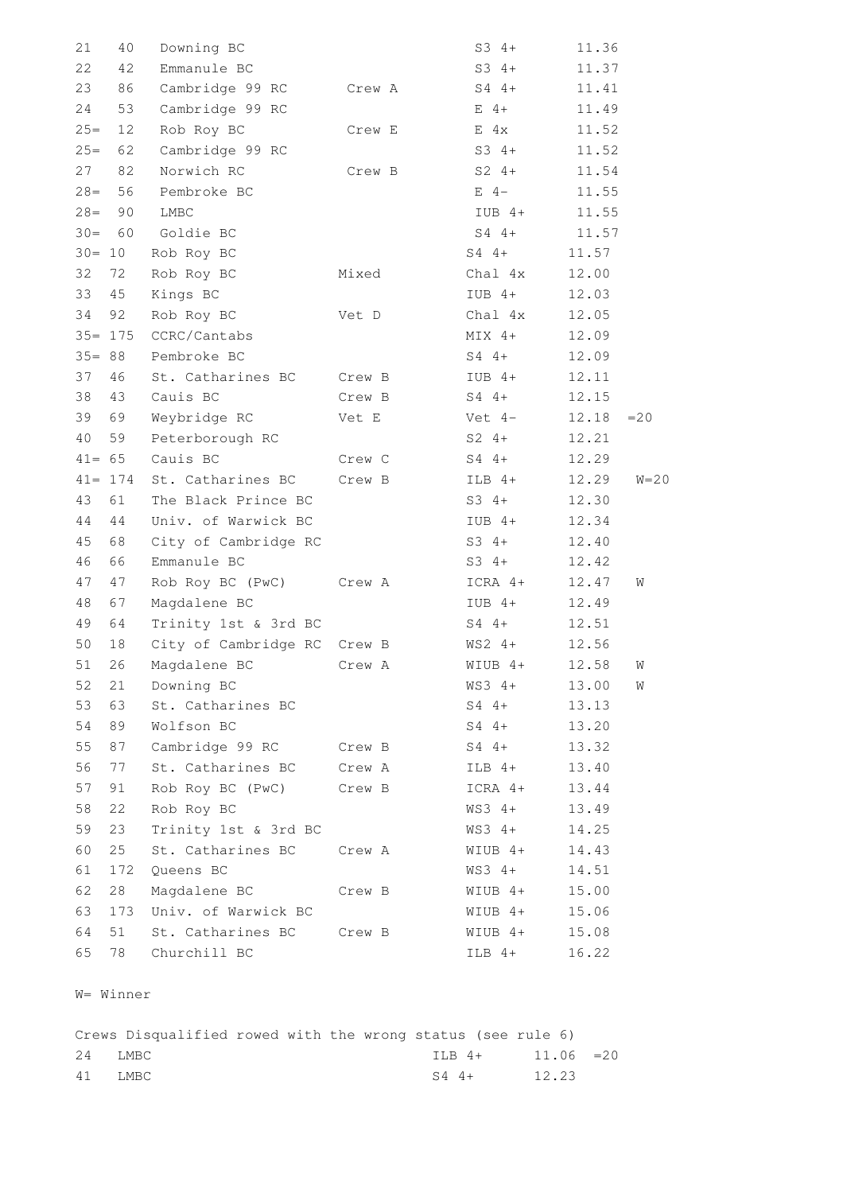| | | | | | | |
|---|---|---|---|---|---|---|
| 21 | 40 | Downing BC | | S3 4+ | 11.36 | |
| 22 | 42 | Emmanule BC | | S3 4+ | 11.37 | |
| 23 | 86 | Cambridge 99 RC | Crew A | S4 4+ | 11.41 | |
| 24 | 53 | Cambridge 99 RC | | E 4+ | 11.49 | |
| 25= | 12 | Rob Roy BC | Crew E | E 4x | 11.52 | |
| 25= | 62 | Cambridge 99 RC | | S3 4+ | 11.52 | |
| 27 | 82 | Norwich RC | Crew B | S2 4+ | 11.54 | |
| 28= | 56 | Pembroke BC | | E 4- | 11.55 | |
| 28= | 90 | LMBC | | IUB 4+ | 11.55 | |
| 30= | 60 | Goldie BC | | S4 4+ | 11.57 | |
| 30= | 10 | Rob Roy BC | | S4 4+ | 11.57 | |
| 32 | 72 | Rob Roy BC | Mixed | Chal 4x | 12.00 | |
| 33 | 45 | Kings BC | | IUB 4+ | 12.03 | |
| 34 | 92 | Rob Roy BC | Vet D | Chal 4x | 12.05 | |
| 35= | 175 | CCRC/Cantabs | | MIX 4+ | 12.09 | |
| 35= | 88 | Pembroke BC | | S4 4+ | 12.09 | |
| 37 | 46 | St. Catharines BC | Crew B | IUB 4+ | 12.11 | |
| 38 | 43 | Cauis BC | Crew B | S4 4+ | 12.15 | |
| 39 | 69 | Weybridge RC | Vet E | Vet 4- | 12.18 | =20 |
| 40 | 59 | Peterborough RC | | S2 4+ | 12.21 | |
| 41= | 65 | Cauis BC | Crew C | S4 4+ | 12.29 | |
| 41= | 174 | St. Catharines BC | Crew B | ILB 4+ | 12.29 | W=20 |
| 43 | 61 | The Black Prince BC | | S3 4+ | 12.30 | |
| 44 | 44 | Univ. of Warwick BC | | IUB 4+ | 12.34 | |
| 45 | 68 | City of Cambridge RC | | S3 4+ | 12.40 | |
| 46 | 66 | Emmanule BC | | S3 4+ | 12.42 | |
| 47 | 47 | Rob Roy BC (PwC) | Crew A | ICRA 4+ | 12.47 | W |
| 48 | 67 | Magdalene BC | | IUB 4+ | 12.49 | |
| 49 | 64 | Trinity 1st & 3rd BC | | S4 4+ | 12.51 | |
| 50 | 18 | City of Cambridge RC | Crew B | WS2 4+ | 12.56 | |
| 51 | 26 | Magdalene BC | Crew A | WIUB 4+ | 12.58 | W |
| 52 | 21 | Downing BC | | WS3 4+ | 13.00 | W |
| 53 | 63 | St. Catharines BC | | S4 4+ | 13.13 | |
| 54 | 89 | Wolfson BC | | S4 4+ | 13.20 | |
| 55 | 87 | Cambridge 99 RC | Crew B | S4 4+ | 13.32 | |
| 56 | 77 | St. Catharines BC | Crew A | ILB 4+ | 13.40 | |
| 57 | 91 | Rob Roy BC (PwC) | Crew B | ICRA 4+ | 13.44 | |
| 58 | 22 | Rob Roy BC | | WS3 4+ | 13.49 | |
| 59 | 23 | Trinity 1st & 3rd BC | | WS3 4+ | 14.25 | |
| 60 | 25 | St. Catharines BC | Crew A | WIUB 4+ | 14.43 | |
| 61 | 172 | Queens BC | | WS3 4+ | 14.51 | |
| 62 | 28 | Magdalene BC | Crew B | WIUB 4+ | 15.00 | |
| 63 | 173 | Univ. of Warwick BC | | WIUB 4+ | 15.06 | |
| 64 | 51 | St. Catharines BC | Crew B | WIUB 4+ | 15.08 | |
| 65 | 78 | Churchill BC | | ILB 4+ | 16.22 | |

W= Winner

Crews Disqualified rowed with the wrong status (see rule 6)

| | | | | |
|---|---|---|---|---|
| 24 | LMBC | ILB 4+ | 11.06 | =20 |
| 41 | LMBC | S4 4+ | 12.23 | |